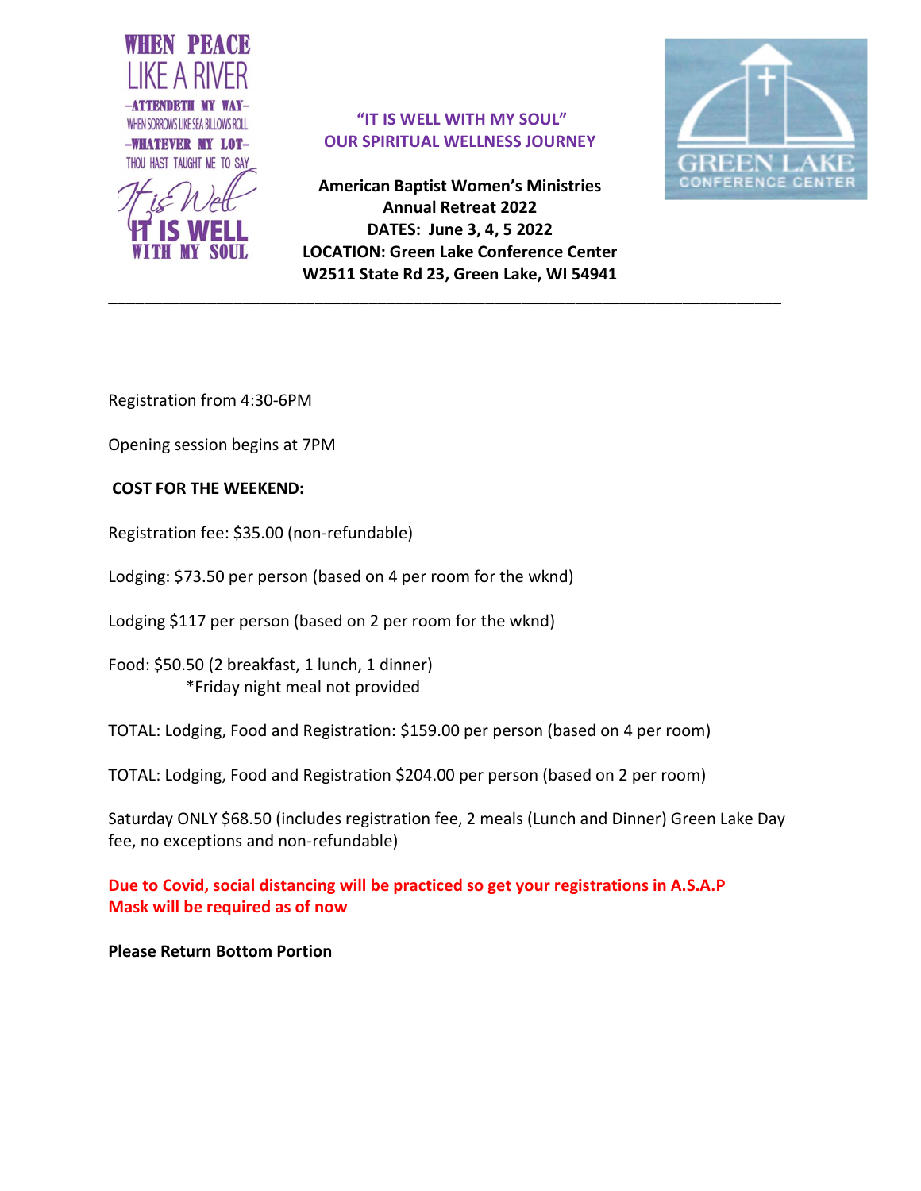WHEN PEACE LIKE A RIVER
-ATTENDETH MY WAY-
WHEN SORROWS LIKE SEA BILLOWS ROLL
-WHATEVER MY LOT-
THOU HAST TAUGHT ME TO SAY
It is Well
IT IS WELL WITH MY SOUL

**"IT IS WELL WITH MY SOUL"**
**OUR SPIRITUAL WELLNESS JOURNEY**

**American Baptist Women's Ministries**
**Annual Retreat 2022**
**DATES: June 3, 4, 5 2022**
**LOCATION: Green Lake Conference Center**
**W2511 State Rd 23, Green Lake, WI 54941**

GREEN LAKE
CONFERENCE CENTER

---

Registration from 4:30-6PM

Opening session begins at 7PM

**COST FOR THE WEEKEND:**

Registration fee: $35.00 (non-refundable)

Lodging: $73.50 per person (based on 4 per room for the wknd)

Lodging $117 per person (based on 2 per room for the wknd)

Food: $50.50 (2 breakfast, 1 lunch, 1 dinner)
*Friday night meal not provided

TOTAL: Lodging, Food and Registration: $159.00 per person (based on 4 per room)

TOTAL: Lodging, Food and Registration $204.00 per person (based on 2 per room)

Saturday ONLY $68.50 (includes registration fee, 2 meals (Lunch and Dinner) Green Lake Day fee, no exceptions and non-refundable)

**Due to Covid, social distancing will be practiced so get your registrations in A.S.A.P**
**Mask will be required as of now**

**Please Return Bottom Portion**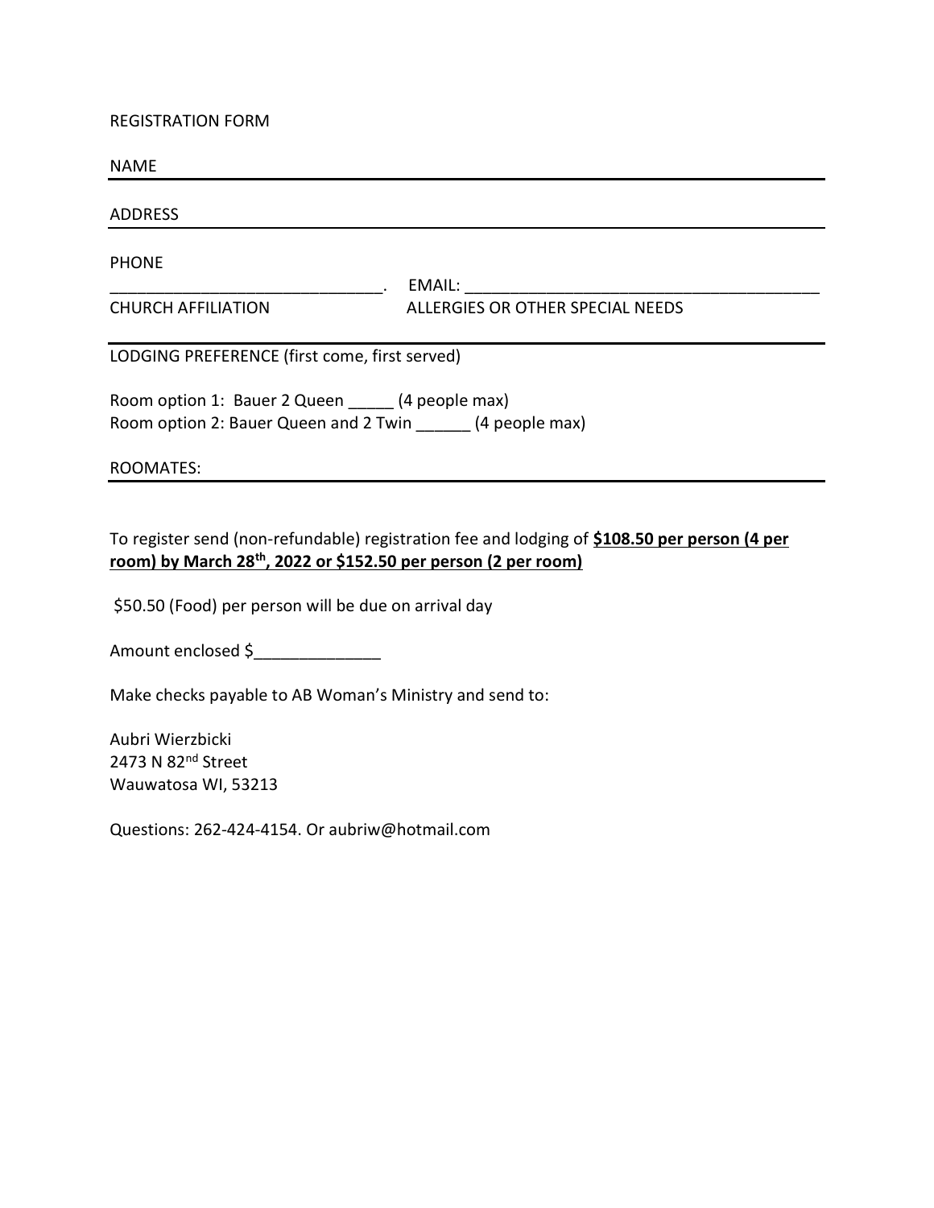REGISTRATION FORM

NAME

---

ADDRESS

---

PHONE

______________________________. EMAIL: ________________________________________

CHURCH AFFILIATION ALLERGIES OR OTHER SPECIAL NEEDS

---

LODGING PREFERENCE (first come, first served)

Room option 1: Bauer 2 Queen _____ (4 people max)
Room option 2: Bauer Queen and 2 Twin ______ (4 people max)

ROOMATES:

---

To register send (non-refundable) registration fee and lodging of **$108.50 per person (4 per room) by March 28th, 2022 or $152.50 per person (2 per room)**

$50.50 (Food) per person will be due on arrival day

Amount enclosed $______________

Make checks payable to AB Woman's Ministry and send to:

Aubri Wierzbicki
2473 N 82nd Street
Wauwatosa WI, 53213

Questions: 262-424-4154. Or aubriw@hotmail.com